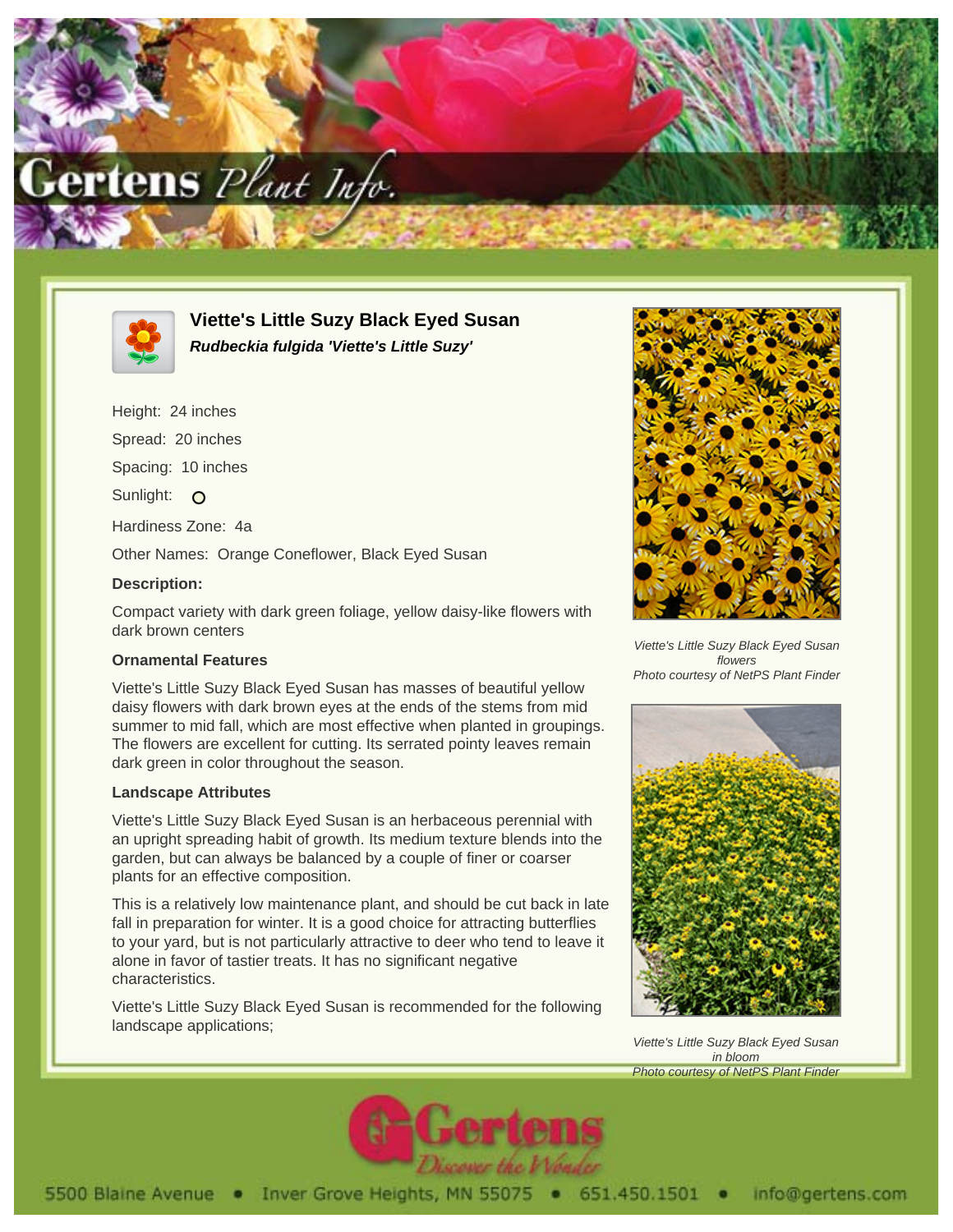# Viette's Little Suzy Black Eyed Susan

***Rudbeckia fulgida 'Viette's Little Suzy'***

Height: 24 inches

Spread: 20 inches

Spacing: 10 inches

Sunlight: O

Hardiness Zone: 4a

Other Names: Orange Coneflower, Black Eyed Susan

**Description:**

Compact variety with dark green foliage, yellow daisy-like flowers with dark brown centers

### Ornamental Features

Viette's Little Suzy Black Eyed Susan has masses of beautiful yellow daisy flowers with dark brown eyes at the ends of the stems from mid summer to mid fall, which are most effective when planted in groupings. The flowers are excellent for cutting. Its serrated pointy leaves remain dark green in color throughout the season.

### Landscape Attributes

Viette's Little Suzy Black Eyed Susan is an herbaceous perennial with an upright spreading habit of growth. Its medium texture blends into the garden, but can always be balanced by a couple of finer or coarser plants for an effective composition.

This is a relatively low maintenance plant, and should be cut back in late fall in preparation for winter. It is a good choice for attracting butterflies to your yard, but is not particularly attractive to deer who tend to leave it alone in favor of tastier treats. It has no significant negative characteristics.

Viette's Little Suzy Black Eyed Susan is recommended for the following landscape applications;

*Viette's Little Suzy Black Eyed Susan flowers*
*Photo courtesy of NetPS Plant Finder*

*Viette's Little Suzy Black Eyed Susan in bloom*
*Photo courtesy of NetPS Plant Finder*

5500 Blaine Avenue • Inver Grove Heights, MN 55075 • 651.450.1501 • info@gertens.com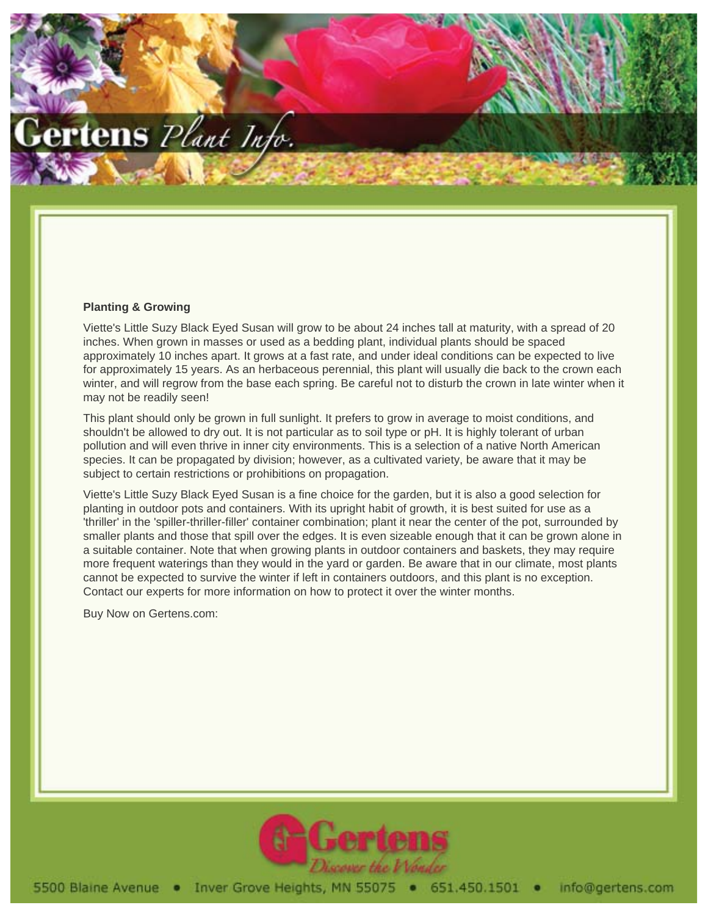**Planting & Growing**

Viette's Little Suzy Black Eyed Susan will grow to be about 24 inches tall at maturity, with a spread of 20 inches. When grown in masses or used as a bedding plant, individual plants should be spaced approximately 10 inches apart. It grows at a fast rate, and under ideal conditions can be expected to live for approximately 15 years. As an herbaceous perennial, this plant will usually die back to the crown each winter, and will regrow from the base each spring. Be careful not to disturb the crown in late winter when it may not be readily seen!

This plant should only be grown in full sunlight. It prefers to grow in average to moist conditions, and shouldn't be allowed to dry out. It is not particular as to soil type or pH. It is highly tolerant of urban pollution and will even thrive in inner city environments. This is a selection of a native North American species. It can be propagated by division; however, as a cultivated variety, be aware that it may be subject to certain restrictions or prohibitions on propagation.

Viette's Little Suzy Black Eyed Susan is a fine choice for the garden, but it is also a good selection for planting in outdoor pots and containers. With its upright habit of growth, it is best suited for use as a 'thriller' in the 'spiller-thriller-filler' container combination; plant it near the center of the pot, surrounded by smaller plants and those that spill over the edges. It is even sizeable enough that it can be grown alone in a suitable container. Note that when growing plants in outdoor containers and baskets, they may require more frequent waterings than they would in the yard or garden. Be aware that in our climate, most plants cannot be expected to survive the winter if left in containers outdoors, and this plant is no exception. Contact our experts for more information on how to protect it over the winter months.

Buy Now on Gertens.com: